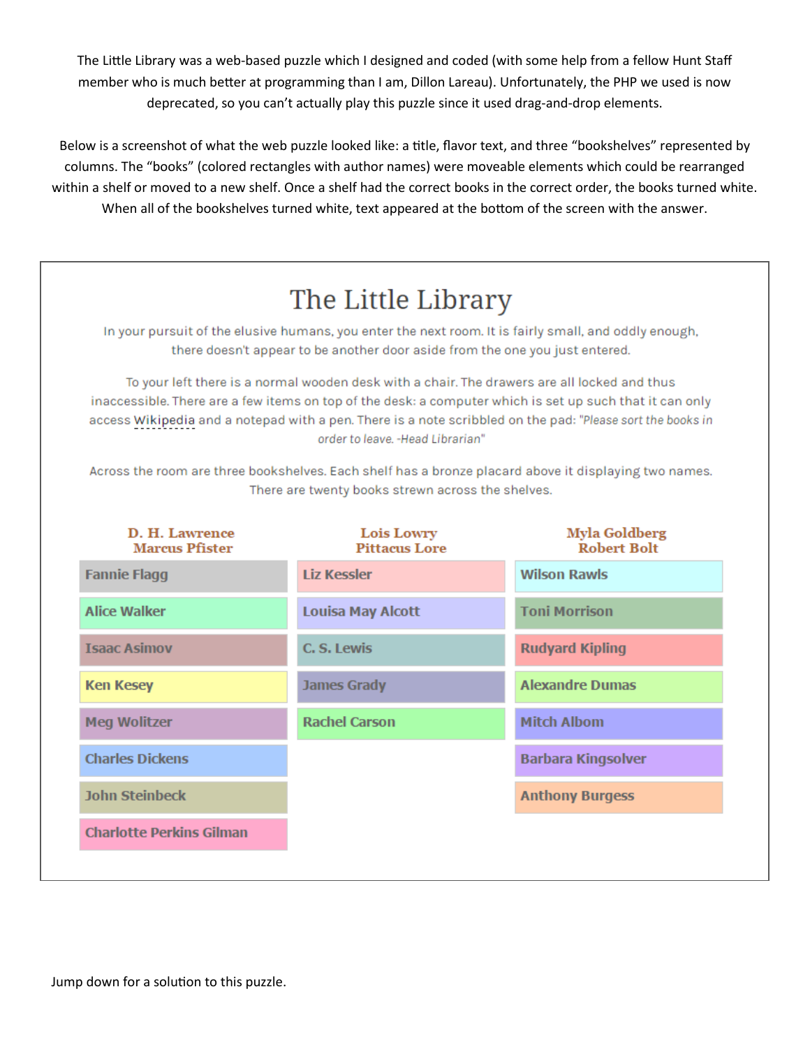The Little Library was a web-based puzzle which I designed and coded (with some help from a fellow Hunt Staff member who is much better at programming than I am, Dillon Lareau). Unfortunately, the PHP we used is now deprecated, so you can't actually play this puzzle since it used drag-and-drop elements.

Below is a screenshot of what the web puzzle looked like: a title, flavor text, and three "bookshelves" represented by columns. The "books" (colored rectangles with author names) were moveable elements which could be rearranged within a shelf or moved to a new shelf. Once a shelf had the correct books in the correct order, the books turned white. When all of the bookshelves turned white, text appeared at the bottom of the screen with the answer.

# The Little Library

In your pursuit of the elusive humans, you enter the next room. It is fairly small, and oddly enough, there doesn't appear to be another door aside from the one you just entered.

To your left there is a normal wooden desk with a chair. The drawers are all locked and thus inaccessible. There are a few items on top of the desk: a computer which is set up such that it can only access Wikipedia and a notepad with a pen. There is a note scribbled on the pad: *"Please sort the books in order to leave. -Head Librarian"*

Across the room are three bookshelves. Each shelf has a bronze placard above it displaying two names. There are twenty books strewn across the shelves.

| D. H. Lawrence / Marcus Pfister | Lois Lowry / Pittacus Lore | Myla Goldberg / Robert Bolt |
|---|---|---|
| Fannie Flagg | Liz Kessler | Wilson Rawls |
| Alice Walker | Louisa May Alcott | Toni Morrison |
| Isaac Asimov | C. S. Lewis | Rudyard Kipling |
| Ken Kesey | James Grady | Alexandre Dumas |
| Meg Wolitzer | Rachel Carson | Mitch Albom |
| Charles Dickens | | Barbara Kingsolver |
| John Steinbeck | | Anthony Burgess |
| Charlotte Perkins Gilman | | |

Jump down for a solution to this puzzle.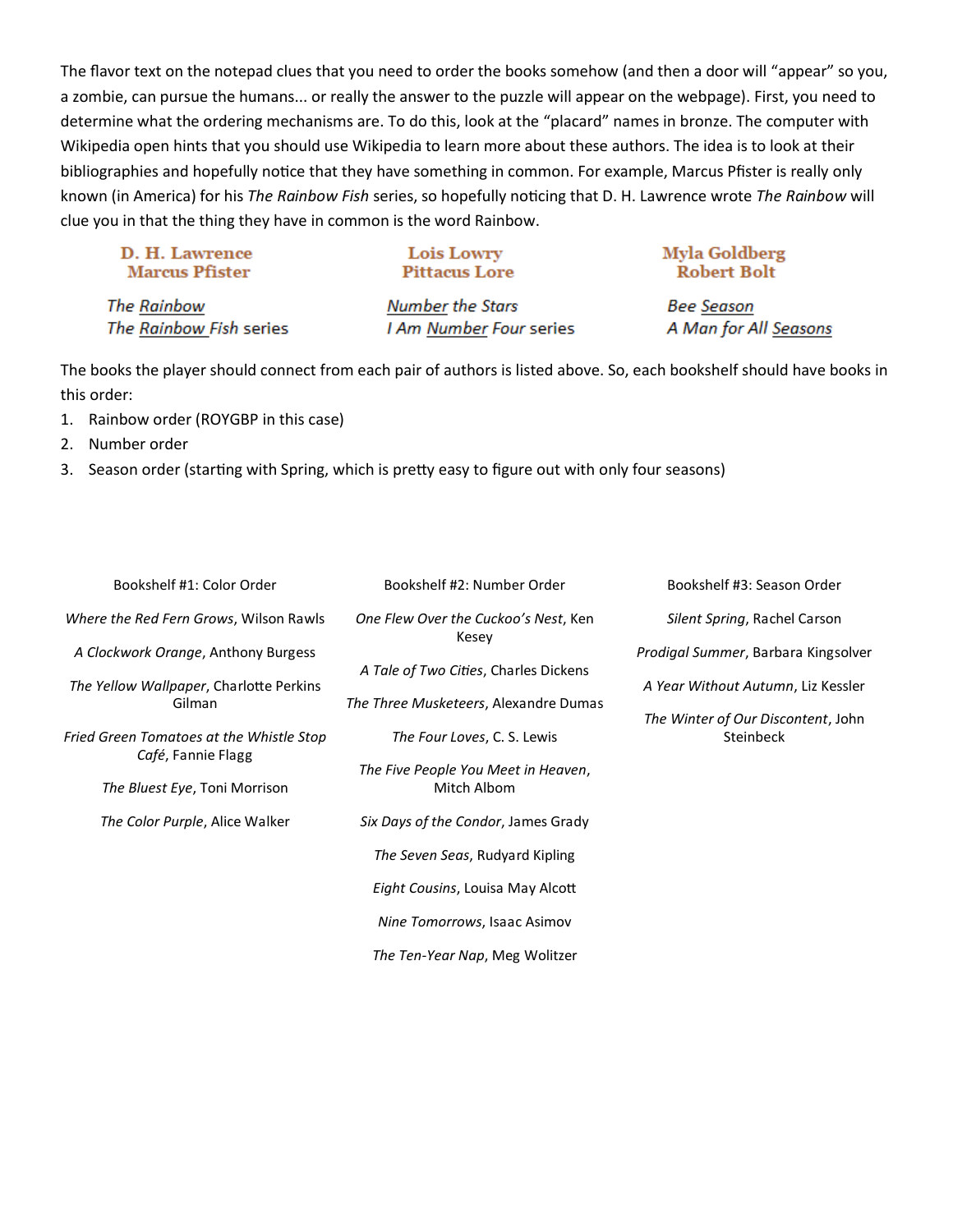The flavor text on the notepad clues that you need to order the books somehow (and then a door will "appear" so you, a zombie, can pursue the humans... or really the answer to the puzzle will appear on the webpage). First, you need to determine what the ordering mechanisms are. To do this, look at the "placard" names in bronze. The computer with Wikipedia open hints that you should use Wikipedia to learn more about these authors. The idea is to look at their bibliographies and hopefully notice that they have something in common. For example, Marcus Pfister is really only known (in America) for his *The Rainbow Fish* series, so hopefully noticing that D. H. Lawrence wrote *The Rainbow* will clue you in that the thing they have in common is the word Rainbow.

| | | |
|---|---|---|
| **D. H. Lawrence**<br>**Marcus Pfister** | **Lois Lowry**<br>**Pittacus Lore** | **Myla Goldberg**<br>**Robert Bolt** |
| *The <u>Rainbow</u>*<br>*The <u>Rainbow</u> Fish* series | *<u>Number</u> the Stars*<br>*I Am <u>Number</u> Four* series | *Bee <u>Season</u>*<br>*A Man for All <u>Seasons</u>* |

The books the player should connect from each pair of authors is listed above. So, each bookshelf should have books in this order:

1. Rainbow order (ROYGBP in this case)
2. Number order
3. Season order (starting with Spring, which is pretty easy to figure out with only four seasons)

| Bookshelf #1: Color Order | Bookshelf #2: Number Order | Bookshelf #3: Season Order |
|---|---|---|
| *Where the Red Fern Grows*, Wilson Rawls | *One Flew Over the Cuckoo's Nest*, Ken Kesey | *Silent Spring*, Rachel Carson |
| *A Clockwork Orange*, Anthony Burgess | *A Tale of Two Cities*, Charles Dickens | *Prodigal Summer*, Barbara Kingsolver |
| *The Yellow Wallpaper*, Charlotte Perkins Gilman | *The Three Musketeers*, Alexandre Dumas | *A Year Without Autumn*, Liz Kessler |
| *Fried Green Tomatoes at the Whistle Stop Café*, Fannie Flagg | *The Four Loves*, C. S. Lewis | *The Winter of Our Discontent*, John Steinbeck |
| *The Bluest Eye*, Toni Morrison | *The Five People You Meet in Heaven*, Mitch Albom | |
| *The Color Purple*, Alice Walker | *Six Days of the Condor*, James Grady | |
| | *The Seven Seas*, Rudyard Kipling | |
| | *Eight Cousins*, Louisa May Alcott | |
| | *Nine Tomorrows*, Isaac Asimov | |
| | *The Ten-Year Nap*, Meg Wolitzer | |